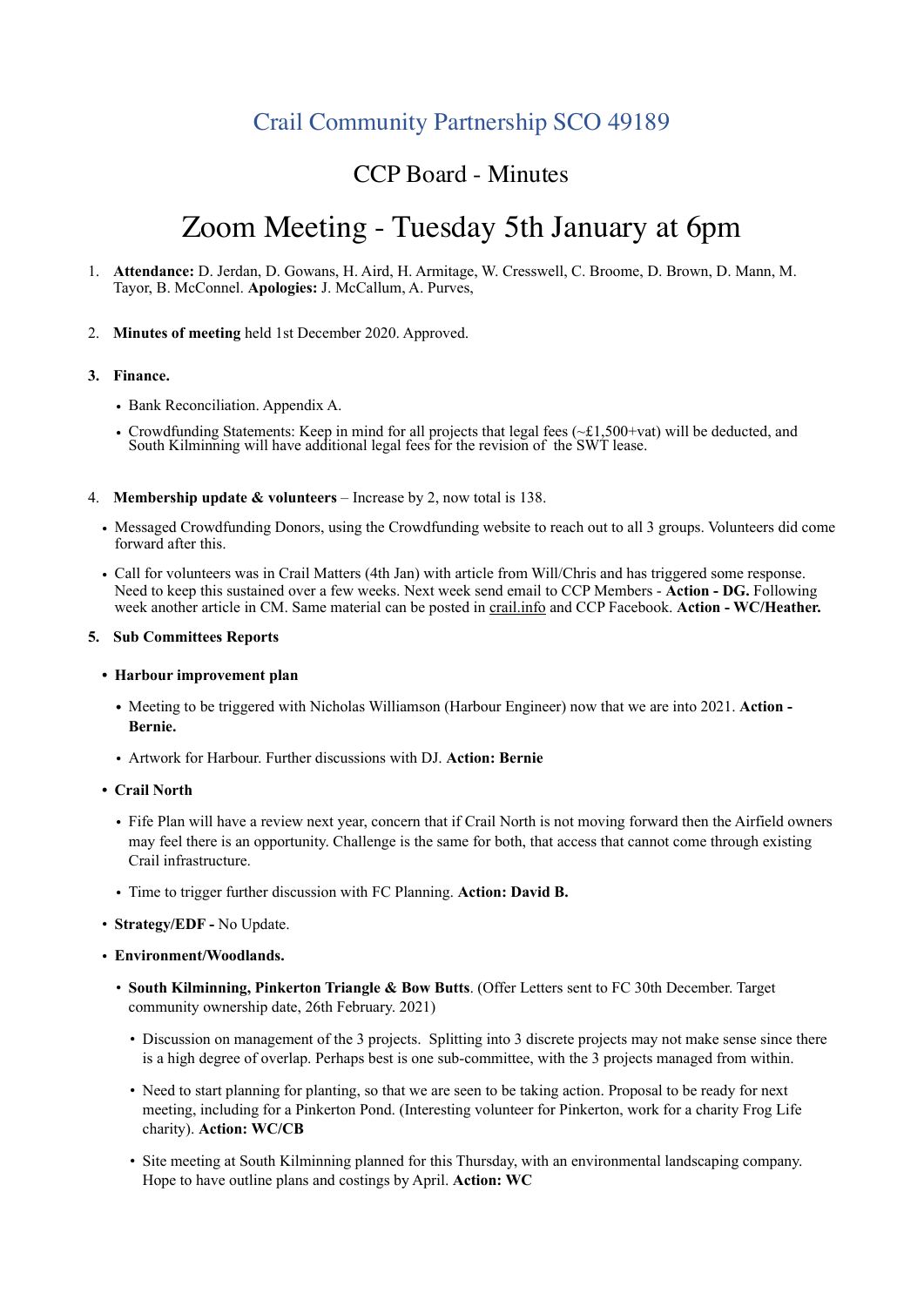# Crail Community Partnership SCO 49189

## CCP Board - Minutes

# Zoom Meeting - Tuesday 5th January at 6pm

1. **Attendance:** D. Jerdan, D. Gowans, H. Aird, H. Armitage, W. Cresswell, C. Broome, D. Brown, D. Mann, M. Tayor, B. McConnel. **Apologies:** J. McCallum, A. Purves,

2. **Minutes of meeting** held 1st December 2020. Approved.

3. **Finance.**
   - Bank Reconciliation. Appendix A.
   - Crowdfunding Statements: Keep in mind for all projects that legal fees (~£1,500+vat) will be deducted, and South Kilminning will have additional legal fees for the revision of the SWT lease.

4. **Membership update & volunteers** – Increase by 2, now total is 138.
   - Messaged Crowdfunding Donors, using the Crowdfunding website to reach out to all 3 groups. Volunteers did come forward after this.
   - Call for volunteers was in Crail Matters (4th Jan) with article from Will/Chris and has triggered some response. Need to keep this sustained over a few weeks. Next week send email to CCP Members - **Action - DG.** Following week another article in CM. Same material can be posted in crail.info and CCP Facebook. **Action - WC/Heather.**

5. **Sub Committees Reports**
   - **Harbour improvement plan**
     - Meeting to be triggered with Nicholas Williamson (Harbour Engineer) now that we are into 2021. **Action - Bernie.**
     - Artwork for Harbour. Further discussions with DJ. **Action: Bernie**
   - **Crail North**
     - Fife Plan will have a review next year, concern that if Crail North is not moving forward then the Airfield owners may feel there is an opportunity. Challenge is the same for both, that access that cannot come through existing Crail infrastructure.
     - Time to trigger further discussion with FC Planning. **Action: David B.**
   - **Strategy/EDF -** No Update.
   - **Environment/Woodlands.**
     - **South Kilminning, Pinkerton Triangle & Bow Butts**. (Offer Letters sent to FC 30th December. Target community ownership date, 26th February. 2021)
       - Discussion on management of the 3 projects. Splitting into 3 discrete projects may not make sense since there is a high degree of overlap. Perhaps best is one sub-committee, with the 3 projects managed from within.
       - Need to start planning for planting, so that we are seen to be taking action. Proposal to be ready for next meeting, including for a Pinkerton Pond. (Interesting volunteer for Pinkerton, work for a charity Frog Life charity). **Action: WC/CB**
       - Site meeting at South Kilminning planned for this Thursday, with an environmental landscaping company. Hope to have outline plans and costings by April. **Action: WC**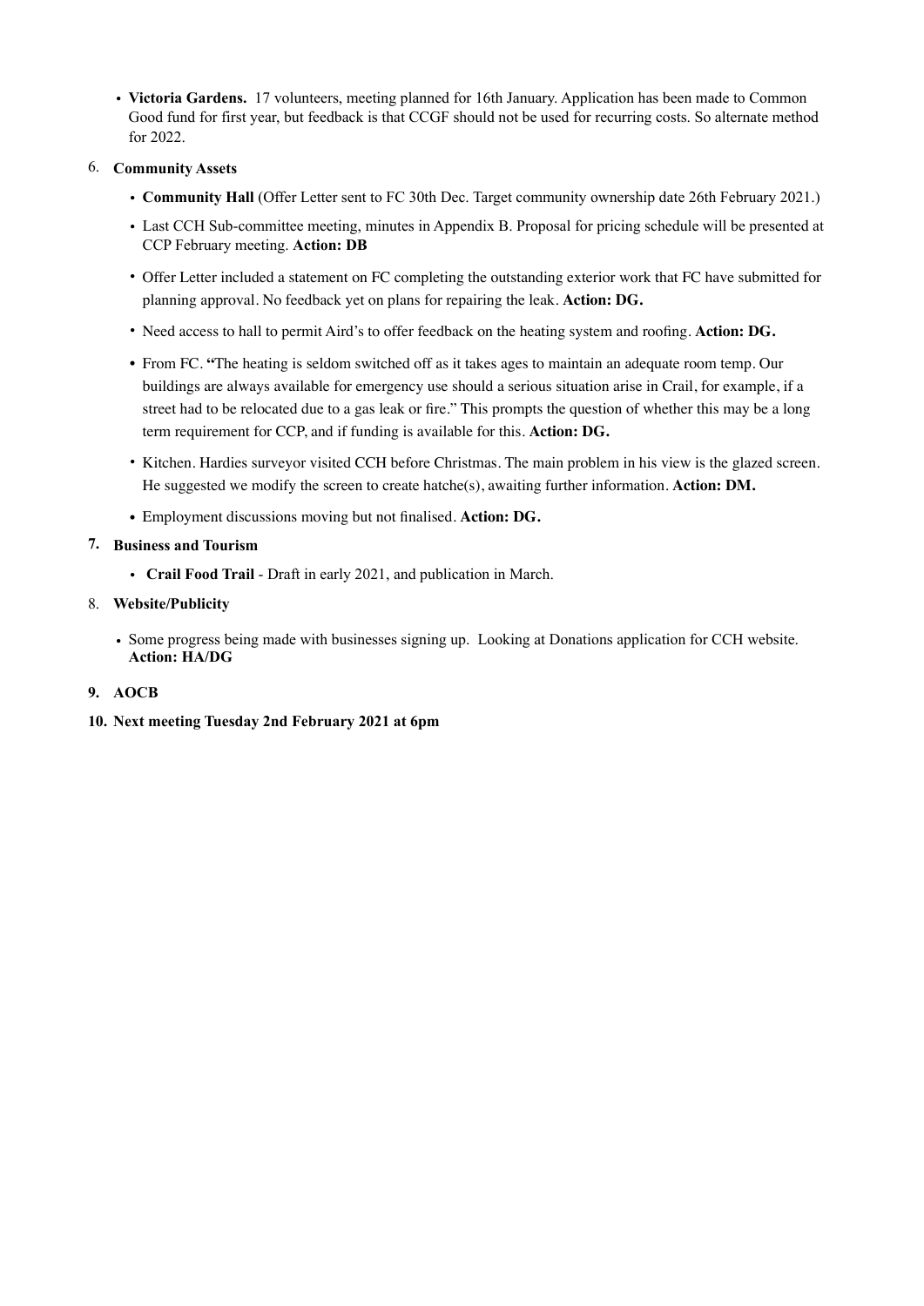- **Victoria Gardens.** 17 volunteers, meeting planned for 16th January. Application has been made to Common Good fund for first year, but feedback is that CCGF should not be used for recurring costs. So alternate method for 2022.

6. **Community Assets**

   - **Community Hall** (Offer Letter sent to FC 30th Dec. Target community ownership date 26th February 2021.)
   - Last CCH Sub-committee meeting, minutes in Appendix B. Proposal for pricing schedule will be presented at CCP February meeting. **Action: DB**
   - Offer Letter included a statement on FC completing the outstanding exterior work that FC have submitted for planning approval. No feedback yet on plans for repairing the leak. **Action: DG.**
   - Need access to hall to permit Aird's to offer feedback on the heating system and roofing. **Action: DG.**
   - From FC. "The heating is seldom switched off as it takes ages to maintain an adequate room temp. Our buildings are always available for emergency use should a serious situation arise in Crail, for example, if a street had to be relocated due to a gas leak or fire." This prompts the question of whether this may be a long term requirement for CCP, and if funding is available for this. **Action: DG.**
   - Kitchen. Hardies surveyor visited CCH before Christmas. The main problem in his view is the glazed screen. He suggested we modify the screen to create hatche(s), awaiting further information. **Action: DM.**
   - Employment discussions moving but not finalised. **Action: DG.**

7. **Business and Tourism**

   - **Crail Food Trail** - Draft in early 2021, and publication in March.

8. **Website/Publicity**

   - Some progress being made with businesses signing up. Looking at Donations application for CCH website. **Action: HA/DG**

9. **AOCB**

10. **Next meeting Tuesday 2nd February 2021 at 6pm**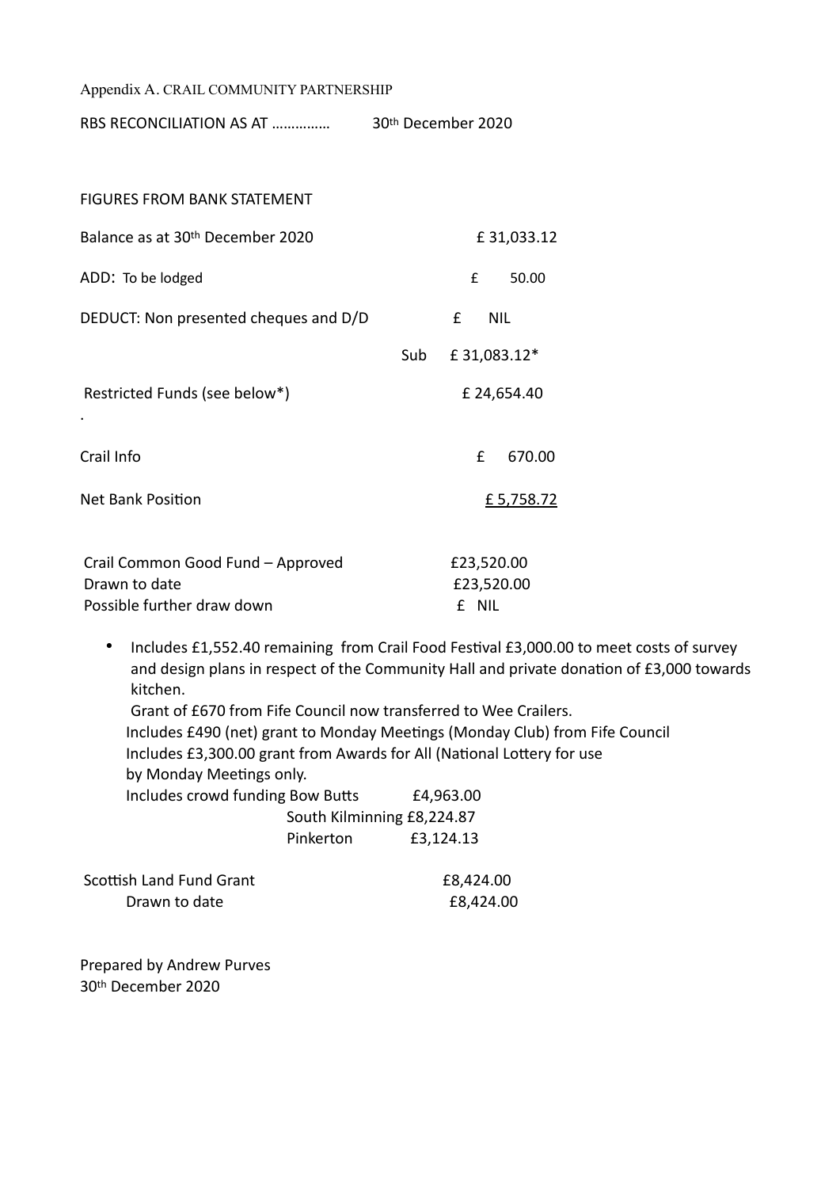Appendix A. CRAIL COMMUNITY PARTNERSHIP

RBS RECONCILIATION AS AT ………….. 30th December 2020

FIGURES FROM BANK STATEMENT

| | | |
|---|---|---|
| Balance as at 30th December 2020 | | £ 31,033.12 |
| ADD: To be lodged | | £ 50.00 |
| DEDUCT: Non presented cheques and D/D | | £ NIL |
| | Sub | £ 31,083.12* |
| Restricted Funds (see below*) | | £ 24,654.40 |
| . | | |
| Crail Info | | £ 670.00 |
| Net Bank Position | | £ 5,758.72 |

| | |
|---|---|
| Crail Common Good Fund – Approved | £23,520.00 |
| Drawn to date | £23,520.00 |
| Possible further draw down | £ NIL |

- Includes £1,552.40 remaining from Crail Food Festival £3,000.00 to meet costs of survey and design plans in respect of the Community Hall and private donation of £3,000 towards kitchen.
  Grant of £670 from Fife Council now transferred to Wee Crailers.
  Includes £490 (net) grant to Monday Meetings (Monday Club) from Fife Council
  Includes £3,300.00 grant from Awards for All (National Lottery for use by Monday Meetings only.
  Includes crowd funding Bow Butts £4,963.00
  South Kilminning £8,224.87
  Pinkerton £3,124.13

| | |
|---|---|
| Scottish Land Fund Grant | £8,424.00 |
| Drawn to date | £8,424.00 |

Prepared by Andrew Purves
30th December 2020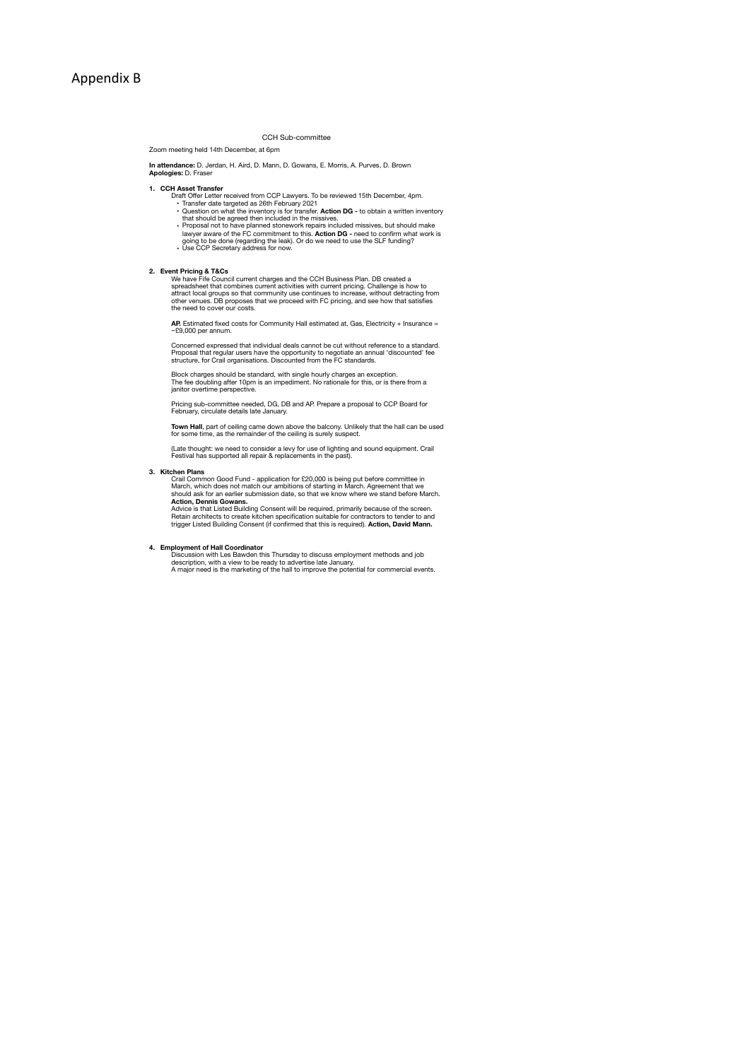# Appendix B

CCH Sub-committee

Zoom meeting held 14th December, at 6pm

**In attendance:** D. Jerdan, H. Aird, D. Mann, D. Gowans, E. Morris, A. Purves, D. Brown
**Apologies:** D. Fraser

1. **CCH Asset Transfer**
   Draft Offer Letter received from CCP Lawyers. To be reviewed 15th December, 4pm.
   - Transfer date targeted as 26th February 2021
   - Question on what the inventory is for transfer. **Action DG -** to obtain a written inventory that should be agreed then included in the missives.
   - Proposal not to have planned stonework repairs included missives, but should make lawyer aware of the FC commitment to this. **Action DG -** need to confirm what work is going to be done (regarding the leak). Or do we need to use the SLF funding?
   - Use CCP Secretary address for now.

2. **Event Pricing & T&Cs**
   We have Fife Council current charges and the CCH Business Plan. DB created a spreadsheet that combines current activities with current pricing. Challenge is how to attract local groups so that community use continues to increase, without detracting from other venues. DB proposes that we proceed with FC pricing, and see how that satisfies the need to cover our costs.

   **AP.** Estimated fixed costs for Community Hall estimated at, Gas, Electricity + Insurance = ~£9,000 per annum.

   Concerned expressed that individual deals cannot be cut without reference to a standard. Proposal that regular users have the opportunity to negotiate an annual 'discounted' fee structure, for Crail organisations. Discounted from the FC standards.

   Block charges should be standard, with single hourly charges an exception.
   The fee doubling after 10pm is an impediment. No rationale for this, or is there from a janitor overtime perspective.

   Pricing sub-committee needed, DG, DB and AP. Prepare a proposal to CCP Board for February, circulate details late January.

   **Town Hall**, part of ceiling came down above the balcony. Unlikely that the hall can be used for some time, as the remainder of the ceiling is surely suspect.

   (Late thought: we need to consider a levy for use of lighting and sound equipment. Crail Festival has supported all repair & replacements in the past).

3. **Kitchen Plans**
   Crail Common Good Fund - application for £20,000 is being put before committee in March, which does not match our ambitions of starting in March. Agreement that we should ask for an earlier submission date, so that we know where we stand before March.
   **Action, Dennis Gowans.**
   Advice is that Listed Building Consent will be required, primarily because of the screen. Retain architects to create kitchen specification suitable for contractors to tender to and trigger Listed Building Consent (if confirmed that this is required). **Action, David Mann.**

4. **Employment of Hall Coordinator**
   Discussion with Les Bawden this Thursday to discuss employment methods and job description, with a view to be ready to advertise late January.
   A major need is the marketing of the hall to improve the potential for commercial events.